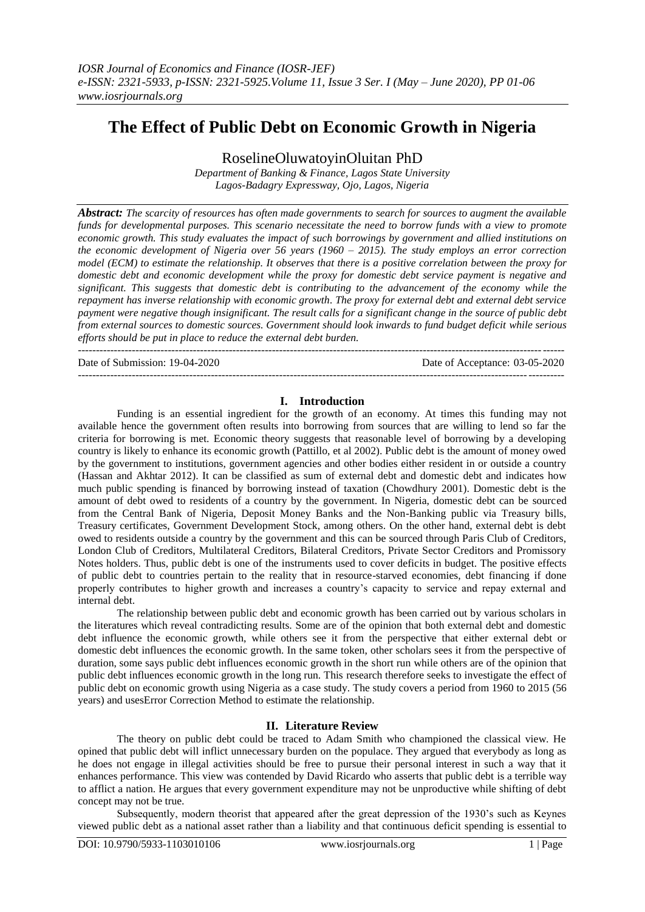*IOSR Journal of Economics and Finance (IOSR-JEF)*
*e-ISSN: 2321-5933, p-ISSN: 2321-5925.Volume 11, Issue 3 Ser. I (May – June 2020), PP 01-06*
*www.iosrjournals.org*

# The Effect of Public Debt on Economic Growth in Nigeria

RoselineOluwatoyinOluitan PhD

*Department of Banking & Finance, Lagos State University*
*Lagos-Badagry Expressway, Ojo, Lagos, Nigeria*

***Abstract:*** *The scarcity of resources has often made governments to search for sources to augment the available funds for developmental purposes. This scenario necessitate the need to borrow funds with a view to promote economic growth. This study evaluates the impact of such borrowings by government and allied institutions on the economic development of Nigeria over 56 years (1960 – 2015). The study employs an error correction model (ECM) to estimate the relationship. It observes that there is a positive correlation between the proxy for domestic debt and economic development while the proxy for domestic debt service payment is negative and significant. This suggests that domestic debt is contributing to the advancement of the economy while the repayment has inverse relationship with economic growth. The proxy for external debt and external debt service payment were negative though insignificant. The result calls for a significant change in the source of public debt from external sources to domestic sources. Government should look inwards to fund budget deficit while serious efforts should be put in place to reduce the external debt burden.*

---

Date of Submission: 19-04-2020 | Date of Acceptance: 03-05-2020

---

## I. Introduction

Funding is an essential ingredient for the growth of an economy. At times this funding may not available hence the government often results into borrowing from sources that are willing to lend so far the criteria for borrowing is met. Economic theory suggests that reasonable level of borrowing by a developing country is likely to enhance its economic growth (Pattillo, et al 2002). Public debt is the amount of money owed by the government to institutions, government agencies and other bodies either resident in or outside a country (Hassan and Akhtar 2012). It can be classified as sum of external debt and domestic debt and indicates how much public spending is financed by borrowing instead of taxation (Chowdhury 2001). Domestic debt is the amount of debt owed to residents of a country by the government. In Nigeria, domestic debt can be sourced from the Central Bank of Nigeria, Deposit Money Banks and the Non-Banking public via Treasury bills, Treasury certificates, Government Development Stock, among others. On the other hand, external debt is debt owed to residents outside a country by the government and this can be sourced through Paris Club of Creditors, London Club of Creditors, Multilateral Creditors, Bilateral Creditors, Private Sector Creditors and Promissory Notes holders. Thus, public debt is one of the instruments used to cover deficits in budget. The positive effects of public debt to countries pertain to the reality that in resource-starved economies, debt financing if done properly contributes to higher growth and increases a country's capacity to service and repay external and internal debt.

The relationship between public debt and economic growth has been carried out by various scholars in the literatures which reveal contradicting results. Some are of the opinion that both external debt and domestic debt influence the economic growth, while others see it from the perspective that either external debt or domestic debt influences the economic growth. In the same token, other scholars sees it from the perspective of duration, some says public debt influences economic growth in the short run while others are of the opinion that public debt influences economic growth in the long run. This research therefore seeks to investigate the effect of public debt on economic growth using Nigeria as a case study. The study covers a period from 1960 to 2015 (56 years) and usesError Correction Method to estimate the relationship.

## II. Literature Review

The theory on public debt could be traced to Adam Smith who championed the classical view. He opined that public debt will inflict unnecessary burden on the populace. They argued that everybody as long as he does not engage in illegal activities should be free to pursue their personal interest in such a way that it enhances performance. This view was contended by David Ricardo who asserts that public debt is a terrible way to afflict a nation. He argues that every government expenditure may not be unproductive while shifting of debt concept may not be true.

Subsequently, modern theorist that appeared after the great depression of the 1930's such as Keynes viewed public debt as a national asset rather than a liability and that continuous deficit spending is essential to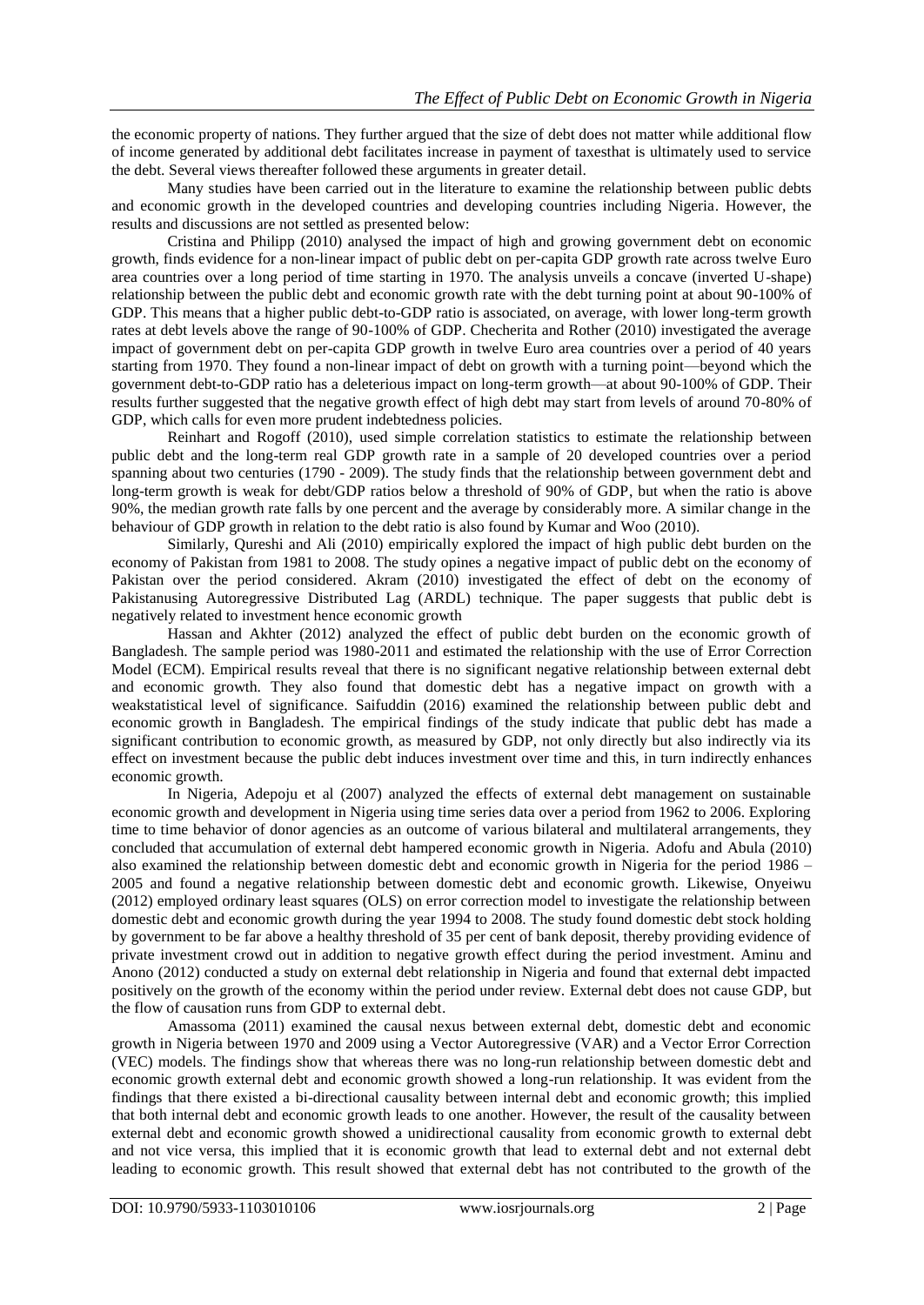the economic property of nations. They further argued that the size of debt does not matter while additional flow of income generated by additional debt facilitates increase in payment of taxesthat is ultimately used to service the debt. Several views thereafter followed these arguments in greater detail.

Many studies have been carried out in the literature to examine the relationship between public debts and economic growth in the developed countries and developing countries including Nigeria. However, the results and discussions are not settled as presented below:

Cristina and Philipp (2010) analysed the impact of high and growing government debt on economic growth, finds evidence for a non-linear impact of public debt on per-capita GDP growth rate across twelve Euro area countries over a long period of time starting in 1970. The analysis unveils a concave (inverted U-shape) relationship between the public debt and economic growth rate with the debt turning point at about 90-100% of GDP. This means that a higher public debt-to-GDP ratio is associated, on average, with lower long-term growth rates at debt levels above the range of 90-100% of GDP. Checherita and Rother (2010) investigated the average impact of government debt on per-capita GDP growth in twelve Euro area countries over a period of 40 years starting from 1970. They found a non-linear impact of debt on growth with a turning point—beyond which the government debt-to-GDP ratio has a deleterious impact on long-term growth—at about 90-100% of GDP. Their results further suggested that the negative growth effect of high debt may start from levels of around 70-80% of GDP, which calls for even more prudent indebtedness policies.

Reinhart and Rogoff (2010), used simple correlation statistics to estimate the relationship between public debt and the long-term real GDP growth rate in a sample of 20 developed countries over a period spanning about two centuries (1790 - 2009). The study finds that the relationship between government debt and long-term growth is weak for debt/GDP ratios below a threshold of 90% of GDP, but when the ratio is above 90%, the median growth rate falls by one percent and the average by considerably more. A similar change in the behaviour of GDP growth in relation to the debt ratio is also found by Kumar and Woo (2010).

Similarly, Qureshi and Ali (2010) empirically explored the impact of high public debt burden on the economy of Pakistan from 1981 to 2008. The study opines a negative impact of public debt on the economy of Pakistan over the period considered. Akram (2010) investigated the effect of debt on the economy of Pakistanusing Autoregressive Distributed Lag (ARDL) technique. The paper suggests that public debt is negatively related to investment hence economic growth

Hassan and Akhter (2012) analyzed the effect of public debt burden on the economic growth of Bangladesh. The sample period was 1980-2011 and estimated the relationship with the use of Error Correction Model (ECM). Empirical results reveal that there is no significant negative relationship between external debt and economic growth. They also found that domestic debt has a negative impact on growth with a weakstatistical level of significance. Saifuddin (2016) examined the relationship between public debt and economic growth in Bangladesh. The empirical findings of the study indicate that public debt has made a significant contribution to economic growth, as measured by GDP, not only directly but also indirectly via its effect on investment because the public debt induces investment over time and this, in turn indirectly enhances economic growth.

In Nigeria, Adepoju et al (2007) analyzed the effects of external debt management on sustainable economic growth and development in Nigeria using time series data over a period from 1962 to 2006. Exploring time to time behavior of donor agencies as an outcome of various bilateral and multilateral arrangements, they concluded that accumulation of external debt hampered economic growth in Nigeria. Adofu and Abula (2010) also examined the relationship between domestic debt and economic growth in Nigeria for the period 1986 – 2005 and found a negative relationship between domestic debt and economic growth. Likewise, Onyeiwu (2012) employed ordinary least squares (OLS) on error correction model to investigate the relationship between domestic debt and economic growth during the year 1994 to 2008. The study found domestic debt stock holding by government to be far above a healthy threshold of 35 per cent of bank deposit, thereby providing evidence of private investment crowd out in addition to negative growth effect during the period investment. Aminu and Anono (2012) conducted a study on external debt relationship in Nigeria and found that external debt impacted positively on the growth of the economy within the period under review. External debt does not cause GDP, but the flow of causation runs from GDP to external debt.

Amassoma (2011) examined the causal nexus between external debt, domestic debt and economic growth in Nigeria between 1970 and 2009 using a Vector Autoregressive (VAR) and a Vector Error Correction (VEC) models. The findings show that whereas there was no long-run relationship between domestic debt and economic growth external debt and economic growth showed a long-run relationship. It was evident from the findings that there existed a bi-directional causality between internal debt and economic growth; this implied that both internal debt and economic growth leads to one another. However, the result of the causality between external debt and economic growth showed a unidirectional causality from economic growth to external debt and not vice versa, this implied that it is economic growth that lead to external debt and not external debt leading to economic growth. This result showed that external debt has not contributed to the growth of the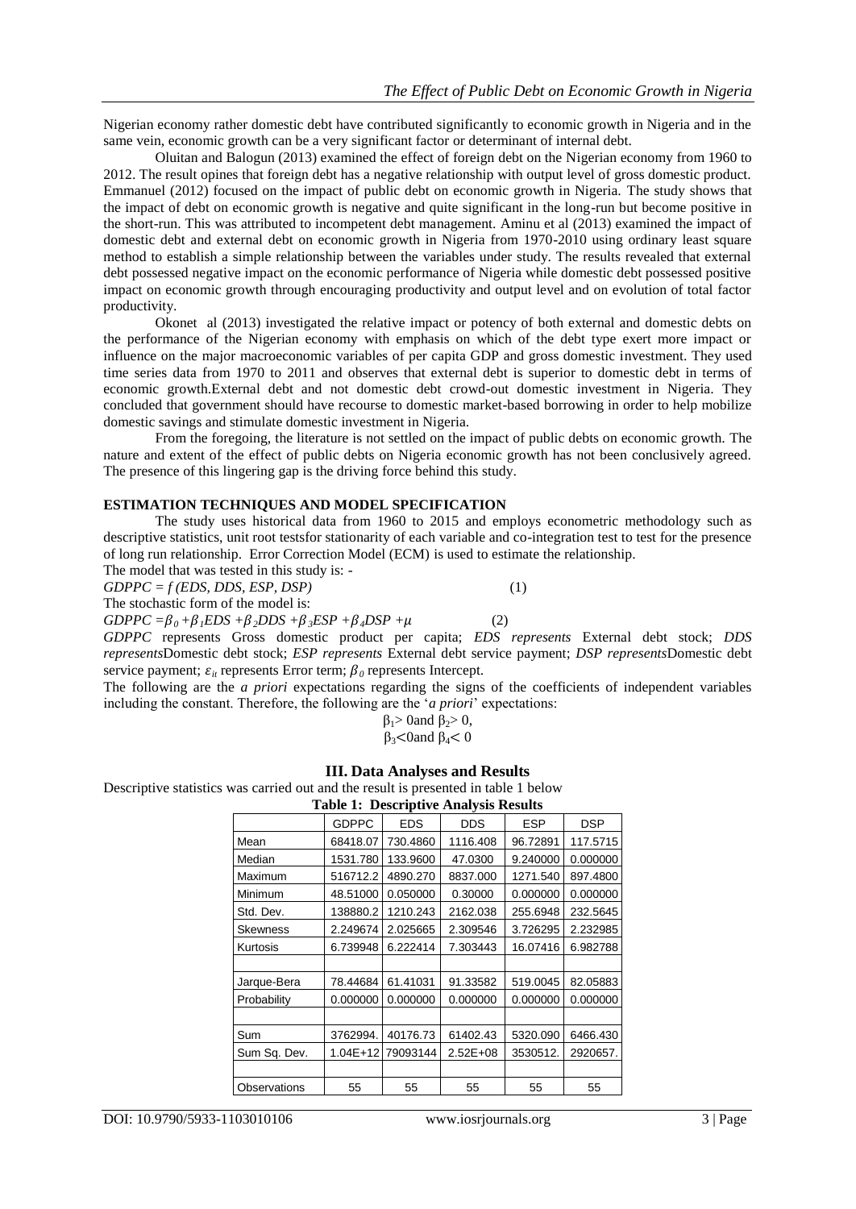Nigerian economy rather domestic debt have contributed significantly to economic growth in Nigeria and in the same vein, economic growth can be a very significant factor or determinant of internal debt.

Oluitan and Balogun (2013) examined the effect of foreign debt on the Nigerian economy from 1960 to 2012. The result opines that foreign debt has a negative relationship with output level of gross domestic product. Emmanuel (2012) focused on the impact of public debt on economic growth in Nigeria. The study shows that the impact of debt on economic growth is negative and quite significant in the long-run but become positive in the short-run. This was attributed to incompetent debt management. Aminu et al (2013) examined the impact of domestic debt and external debt on economic growth in Nigeria from 1970-2010 using ordinary least square method to establish a simple relationship between the variables under study. The results revealed that external debt possessed negative impact on the economic performance of Nigeria while domestic debt possessed positive impact on economic growth through encouraging productivity and output level and on evolution of total factor productivity.

Okonet al (2013) investigated the relative impact or potency of both external and domestic debts on the performance of the Nigerian economy with emphasis on which of the debt type exert more impact or influence on the major macroeconomic variables of per capita GDP and gross domestic investment. They used time series data from 1970 to 2011 and observes that external debt is superior to domestic debt in terms of economic growth.External debt and not domestic debt crowd-out domestic investment in Nigeria. They concluded that government should have recourse to domestic market-based borrowing in order to help mobilize domestic savings and stimulate domestic investment in Nigeria.

From the foregoing, the literature is not settled on the impact of public debts on economic growth. The nature and extent of the effect of public debts on Nigeria economic growth has not been conclusively agreed. The presence of this lingering gap is the driving force behind this study.

**ESTIMATION TECHNIQUES AND MODEL SPECIFICATION**

The study uses historical data from 1960 to 2015 and employs econometric methodology such as descriptive statistics, unit root testsfor stationarity of each variable and co-integration test to test for the presence of long run relationship. Error Correction Model (ECM) is used to estimate the relationship.

The model that was tested in this study is: -

$$GDPPC = f\,(EDS, DDS, ESP, DSP) \qquad (1)$$

The stochastic form of the model is:

$$GDPPC = \beta_0 + \beta_1 EDS + \beta_2 DDS + \beta_3 ESP + \beta_4 DSP + \mu \qquad (2)$$

*GDPPC* represents Gross domestic product per capita; *EDS represents* External debt stock; *DDS represents*Domestic debt stock; *ESP represents* External debt service payment; *DSP represents*Domestic debt service payment; $\varepsilon_{it}$ represents Error term; $\beta_0$ represents Intercept.

The following are the *a priori* expectations regarding the signs of the coefficients of independent variables including the constant. Therefore, the following are the '*a priori*' expectations:

$$\beta_1 > 0 \text{ and } \beta_2 > 0,$$
$$\beta_3 < 0 \text{ and } \beta_4 < 0$$

## III. Data Analyses and Results

Descriptive statistics was carried out and the result is presented in table 1 below

**Table 1: Descriptive Analysis Results**

| | GDPPC | EDS | DDS | ESP | DSP |
|---|---|---|---|---|---|
| Mean | 68418.07 | 730.4860 | 1116.408 | 96.72891 | 117.5715 |
| Median | 1531.780 | 133.9600 | 47.0300 | 9.240000 | 0.000000 |
| Maximum | 516712.2 | 4890.270 | 8837.000 | 1271.540 | 897.4800 |
| Minimum | 48.51000 | 0.050000 | 0.30000 | 0.000000 | 0.000000 |
| Std. Dev. | 138880.2 | 1210.243 | 2162.038 | 255.6948 | 232.5645 |
| Skewness | 2.249674 | 2.025665 | 2.309546 | 3.726295 | 2.232985 |
| Kurtosis | 6.739948 | 6.222414 | 7.303443 | 16.07416 | 6.982788 |
| | | | | | |
| Jarque-Bera | 78.44684 | 61.41031 | 91.33582 | 519.0045 | 82.05883 |
| Probability | 0.000000 | 0.000000 | 0.000000 | 0.000000 | 0.000000 |
| | | | | | |
| Sum | 3762994. | 40176.73 | 61402.43 | 5320.090 | 6466.430 |
| Sum Sq. Dev. | 1.04E+12 | 79093144 | 2.52E+08 | 3530512. | 2920657. |
| | | | | | |
| Observations | 55 | 55 | 55 | 55 | 55 |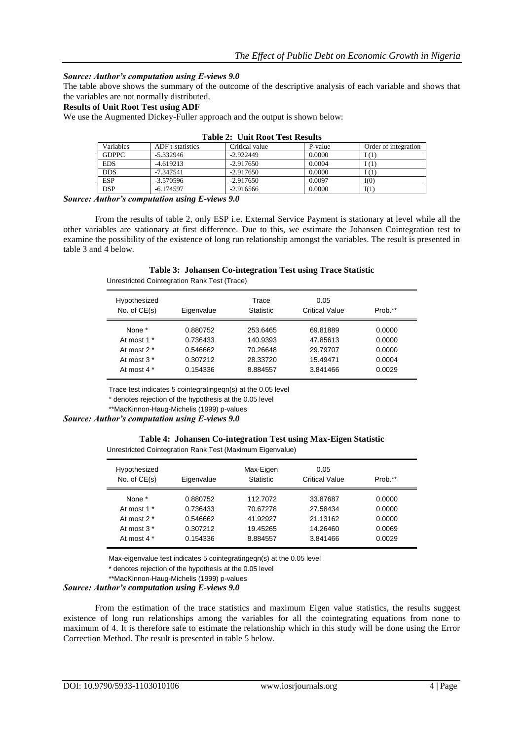***Source: Author's computation using E-views 9.0***

The table above shows the summary of the outcome of the descriptive analysis of each variable and shows that the variables are not normally distributed.

**Results of Unit Root Test using ADF**

We use the Augmented Dickey-Fuller approach and the output is shown below:

**Table 2: Unit Root Test Results**

| Variables | ADF t-statistics | Critical value | P-value | Order of integration |
|---|---|---|---|---|
| GDPPC | -5.332946 | -2.922449 | 0.0000 | I (1) |
| EDS | -4.619213 | -2.917650 | 0.0004 | I (1) |
| DDS | -7.347541 | -2.917650 | 0.0000 | I (1) |
| ESP | -3.570596 | -2.917650 | 0.0097 | I(0) |
| DSP | -6.174597 | -2.916566 | 0.0000 | I(1) |

***Source: Author's computation using E-views 9.0***

From the results of table 2, only ESP i.e. External Service Payment is stationary at level while all the other variables are stationary at first difference. Due to this, we estimate the Johansen Cointegration test to examine the possibility of the existence of long run relationship amongst the variables. The result is presented in table 3 and 4 below.

**Table 3: Johansen Co-integration Test using Trace Statistic**

Unrestricted Cointegration Rank Test (Trace)

| Hypothesized No. of CE(s) | Eigenvalue | Trace Statistic | 0.05 Critical Value | Prob.** |
|---|---|---|---|---|
| None * | 0.880752 | 253.6465 | 69.81889 | 0.0000 |
| At most 1 * | 0.736433 | 140.9393 | 47.85613 | 0.0000 |
| At most 2 * | 0.546662 | 70.26648 | 29.79707 | 0.0000 |
| At most 3 * | 0.307212 | 28.33720 | 15.49471 | 0.0004 |
| At most 4 * | 0.154336 | 8.884557 | 3.841466 | 0.0029 |

Trace test indicates 5 cointegratingeqn(s) at the 0.05 level

* denotes rejection of the hypothesis at the 0.05 level

**MacKinnon-Haug-Michelis (1999) p-values

***Source: Author's computation using E-views 9.0***

**Table 4: Johansen Co-integration Test using Max-Eigen Statistic**

Unrestricted Cointegration Rank Test (Maximum Eigenvalue)

| Hypothesized No. of CE(s) | Eigenvalue | Max-Eigen Statistic | 0.05 Critical Value | Prob.** |
|---|---|---|---|---|
| None * | 0.880752 | 112.7072 | 33.87687 | 0.0000 |
| At most 1 * | 0.736433 | 70.67278 | 27.58434 | 0.0000 |
| At most 2 * | 0.546662 | 41.92927 | 21.13162 | 0.0000 |
| At most 3 * | 0.307212 | 19.45265 | 14.26460 | 0.0069 |
| At most 4 * | 0.154336 | 8.884557 | 3.841466 | 0.0029 |

Max-eigenvalue test indicates 5 cointegratingeqn(s) at the 0.05 level

* denotes rejection of the hypothesis at the 0.05 level

**MacKinnon-Haug-Michelis (1999) p-values

***Source: Author's computation using E-views 9.0***

From the estimation of the trace statistics and maximum Eigen value statistics, the results suggest existence of long run relationships among the variables for all the cointegrating equations from none to maximum of 4. It is therefore safe to estimate the relationship which in this study will be done using the Error Correction Method. The result is presented in table 5 below.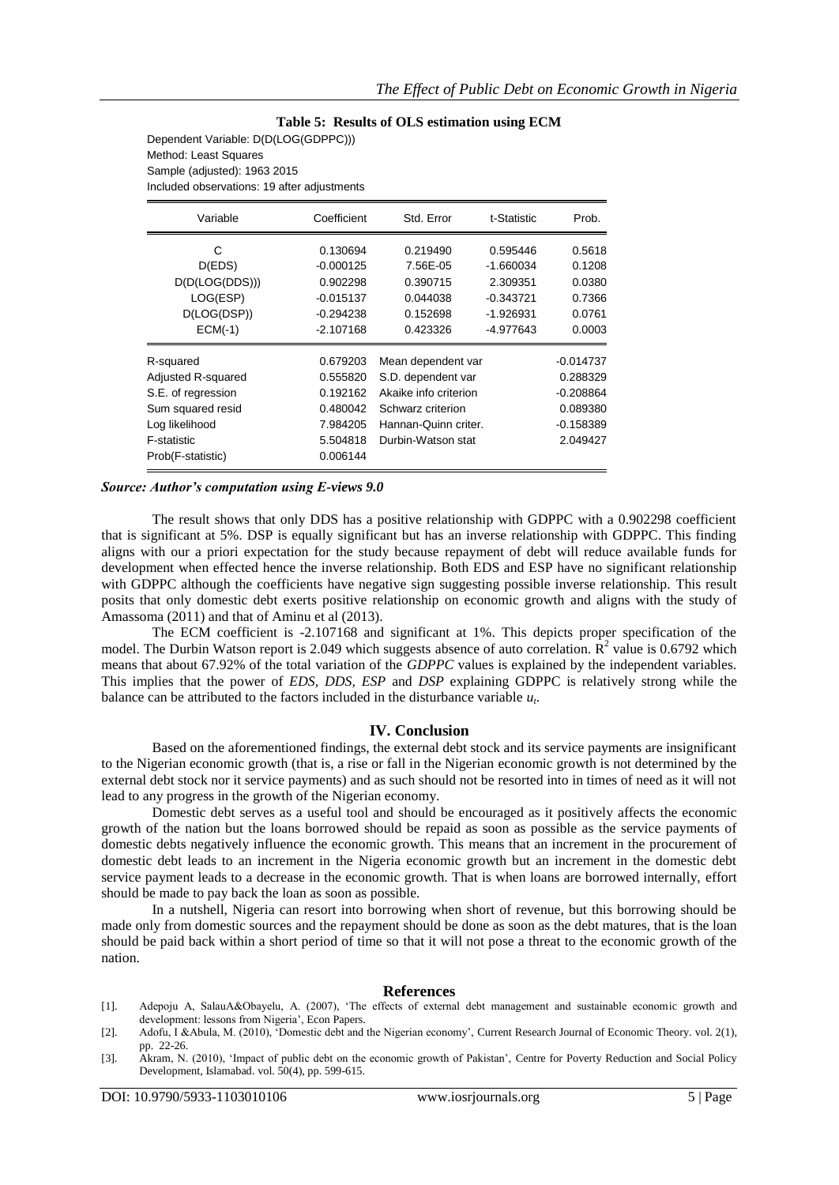**Table 5: Results of OLS estimation using ECM**

Dependent Variable: D(D(LOG(GDPPC)))
Method: Least Squares
Sample (adjusted): 1963 2015
Included observations: 19 after adjustments

| Variable | Coefficient | Std. Error | t-Statistic | Prob. |
|---|---|---|---|---|
| C | 0.130694 | 0.219490 | 0.595446 | 0.5618 |
| D(EDS) | -0.000125 | 7.56E-05 | -1.660034 | 0.1208 |
| D(D(LOG(DDS))) | 0.902298 | 0.390715 | 2.309351 | 0.0380 |
| LOG(ESP) | -0.015137 | 0.044038 | -0.343721 | 0.7366 |
| D(LOG(DSP)) | -0.294238 | 0.152698 | -1.926931 | 0.0761 |
| ECM(-1) | -2.107168 | 0.423326 | -4.977643 | 0.0003 |

| | | | |
|---|---|---|---|
| R-squared | 0.679203 | Mean dependent var | -0.014737 |
| Adjusted R-squared | 0.555820 | S.D. dependent var | 0.288329 |
| S.E. of regression | 0.192162 | Akaike info criterion | -0.208864 |
| Sum squared resid | 0.480042 | Schwarz criterion | 0.089380 |
| Log likelihood | 7.984205 | Hannan-Quinn criter. | -0.158389 |
| F-statistic | 5.504818 | Durbin-Watson stat | 2.049427 |
| Prob(F-statistic) | 0.006144 | | |

***Source: Author's computation using E-views 9.0***

The result shows that only DDS has a positive relationship with GDPPC with a 0.902298 coefficient that is significant at 5%. DSP is equally significant but has an inverse relationship with GDPPC. This finding aligns with our a priori expectation for the study because repayment of debt will reduce available funds for development when effected hence the inverse relationship. Both EDS and ESP have no significant relationship with GDPPC although the coefficients have negative sign suggesting possible inverse relationship. This result posits that only domestic debt exerts positive relationship on economic growth and aligns with the study of Amassoma (2011) and that of Aminu et al (2013).

The ECM coefficient is -2.107168 and significant at 1%. This depicts proper specification of the model. The Durbin Watson report is 2.049 which suggests absence of auto correlation. $R^2$ value is 0.6792 which means that about 67.92% of the total variation of the *GDPPC* values is explained by the independent variables. This implies that the power of *EDS, DDS, ESP* and *DSP* explaining GDPPC is relatively strong while the balance can be attributed to the factors included in the disturbance variable $u_t$.

## IV. Conclusion

Based on the aforementioned findings, the external debt stock and its service payments are insignificant to the Nigerian economic growth (that is, a rise or fall in the Nigerian economic growth is not determined by the external debt stock nor it service payments) and as such should not be resorted into in times of need as it will not lead to any progress in the growth of the Nigerian economy.

Domestic debt serves as a useful tool and should be encouraged as it positively affects the economic growth of the nation but the loans borrowed should be repaid as soon as possible as the service payments of domestic debts negatively influence the economic growth. This means that an increment in the procurement of domestic debt leads to an increment in the Nigeria economic growth but an increment in the domestic debt service payment leads to a decrease in the economic growth. That is when loans are borrowed internally, effort should be made to pay back the loan as soon as possible.

In a nutshell, Nigeria can resort into borrowing when short of revenue, but this borrowing should be made only from domestic sources and the repayment should be done as soon as the debt matures, that is the loan should be paid back within a short period of time so that it will not pose a threat to the economic growth of the nation.

## References

[1]. Adepoju A, SalauA&Obayelu, A. (2007), 'The effects of external debt management and sustainable economic growth and development: lessons from Nigeria', Econ Papers.

[2]. Adofu, I &Abula, M. (2010), 'Domestic debt and the Nigerian economy', Current Research Journal of Economic Theory. vol. 2(1), pp. 22-26.

[3]. Akram, N. (2010), 'Impact of public debt on the economic growth of Pakistan', Centre for Poverty Reduction and Social Policy Development, Islamabad. vol. 50(4), pp. 599-615.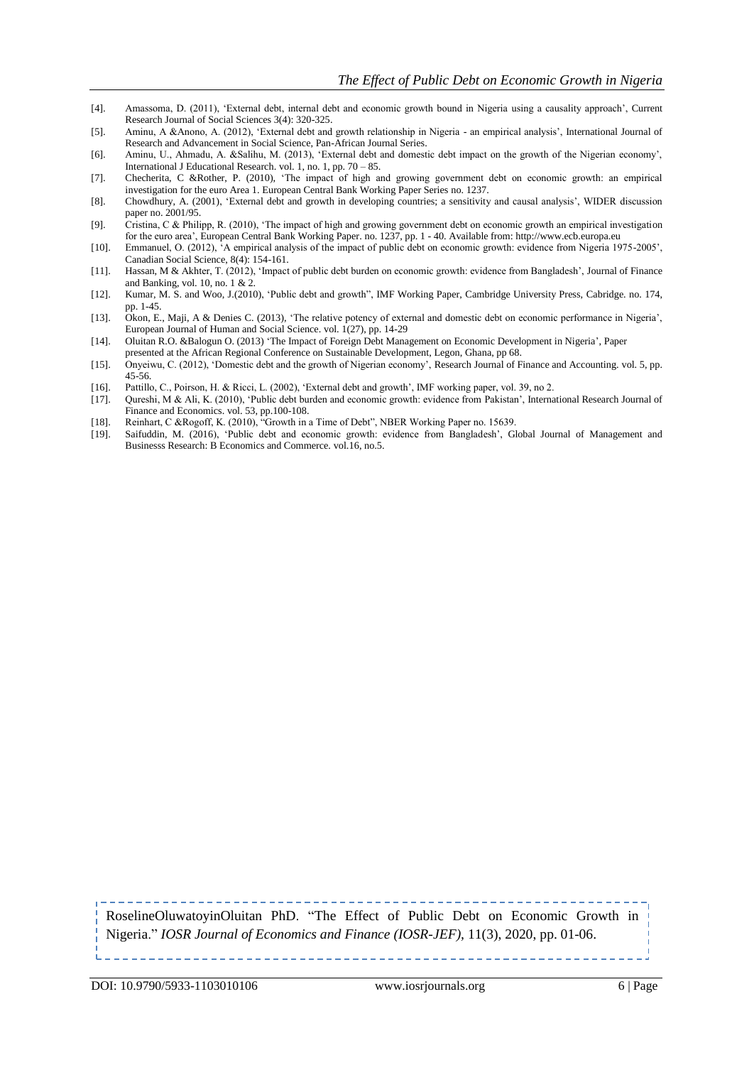[4]. Amassoma, D. (2011), 'External debt, internal debt and economic growth bound in Nigeria using a causality approach', Current Research Journal of Social Sciences 3(4): 320-325.

[5]. Aminu, A &Anono, A. (2012), 'External debt and growth relationship in Nigeria - an empirical analysis', International Journal of Research and Advancement in Social Science, Pan-African Journal Series.

[6]. Aminu, U., Ahmadu, A. &Salihu, M. (2013), 'External debt and domestic debt impact on the growth of the Nigerian economy', International J Educational Research. vol. 1, no. 1, pp. 70 – 85.

[7]. Checherita, C &Rother, P. (2010), 'The impact of high and growing government debt on economic growth: an empirical investigation for the euro Area 1. European Central Bank Working Paper Series no. 1237.

[8]. Chowdhury, A. (2001), 'External debt and growth in developing countries; a sensitivity and causal analysis', WIDER discussion paper no. 2001/95.

[9]. Cristina, C & Philipp, R. (2010), 'The impact of high and growing government debt on economic growth an empirical investigation for the euro area', European Central Bank Working Paper. no. 1237, pp. 1 - 40. Available from: http://www.ecb.europa.eu

[10]. Emmanuel, O. (2012), 'A empirical analysis of the impact of public debt on economic growth: evidence from Nigeria 1975-2005', Canadian Social Science, 8(4): 154-161.

[11]. Hassan, M & Akhter, T. (2012), 'Impact of public debt burden on economic growth: evidence from Bangladesh', Journal of Finance and Banking, vol. 10, no. 1 & 2.

[12]. Kumar, M. S. and Woo, J.(2010), 'Public debt and growth", IMF Working Paper, Cambridge University Press, Cabridge. no. 174, pp. 1-45.

[13]. Okon, E., Maji, A & Denies C. (2013), 'The relative potency of external and domestic debt on economic performance in Nigeria', European Journal of Human and Social Science. vol. 1(27), pp. 14-29

[14]. Oluitan R.O. &Balogun O. (2013) 'The Impact of Foreign Debt Management on Economic Development in Nigeria', Paper presented at the African Regional Conference on Sustainable Development, Legon, Ghana, pp 68.

[15]. Onyeiwu, C. (2012), 'Domestic debt and the growth of Nigerian economy', Research Journal of Finance and Accounting. vol. 5, pp. 45-56.

[16]. Pattillo, C., Poirson, H. & Ricci, L. (2002), 'External debt and growth', IMF working paper, vol. 39, no 2.

[17]. Qureshi, M & Ali, K. (2010), 'Public debt burden and economic growth: evidence from Pakistan', International Research Journal of Finance and Economics. vol. 53, pp.100-108.

[18]. Reinhart, C &Rogoff, K. (2010), "Growth in a Time of Debt", NBER Working Paper no. 15639.

[19]. Saifuddin, M. (2016), 'Public debt and economic growth: evidence from Bangladesh', Global Journal of Management and Businesss Research: B Economics and Commerce. vol.16, no.5.

RoselineOluwatoyinOluitan PhD. "The Effect of Public Debt on Economic Growth in Nigeria." *IOSR Journal of Economics and Finance (IOSR-JEF)*, 11(3), 2020, pp. 01-06.